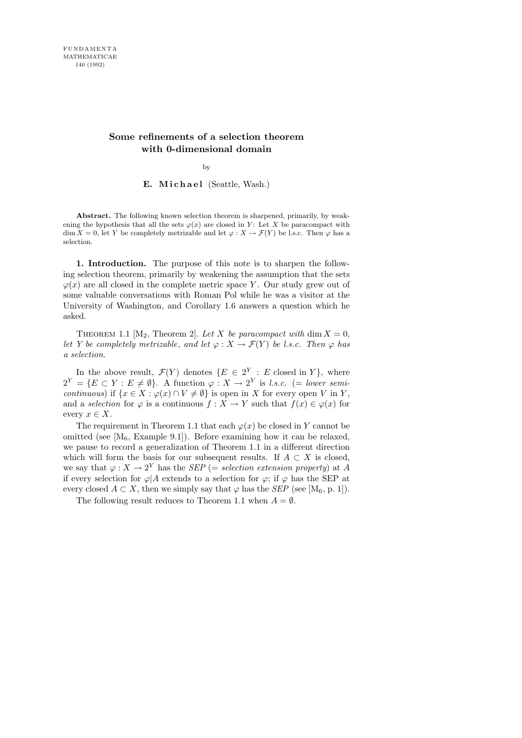# Some refinements of a selection theorem with 0-dimensional domain

by

**E. Michael** (Seattle, Wash.)

**Abstract.** The following known selection theorem is sharpened, primarily, by weakening the hypothesis that all the sets $\varphi(x)$ are closed in $Y$: Let $X$ be paracompact with $\dim X = 0$, let $Y$ be completely metrizable and let $\varphi : X \to \mathcal{F}(Y)$ be l.s.c. Then $\varphi$ has a selection.

**1. Introduction.** The purpose of this note is to sharpen the following selection theorem, primarily by weakening the assumption that the sets $\varphi(x)$ are all closed in the complete metric space $Y$. Our study grew out of some valuable conversations with Roman Pol while he was a visitor at the University of Washington, and Corollary 1.6 answers a question which he asked.

THEOREM 1.1 [$\mathrm{M}_2$, Theorem 2]. *Let $X$ be paracompact with* $\dim X = 0$, *let $Y$ be completely metrizable*, *and let $\varphi : X \to \mathcal{F}(Y)$ be l.s.c. Then $\varphi$ has a selection.*

In the above result, $\mathcal{F}(Y)$ denotes $\{E \in 2^Y : E \text{ closed in } Y\}$, where $2^Y = \{E \subset Y : E \neq \emptyset\}$. A function $\varphi : X \to 2^Y$ is *l.s.c.* (= *lower semi-continuous*) if $\{x \in X : \varphi(x) \cap V \neq \emptyset\}$ is open in $X$ for every open $V$ in $Y$, and a *selection* for $\varphi$ is a continuous $f : X \to Y$ such that $f(x) \in \varphi(x)$ for every $x \in X$.

The requirement in Theorem 1.1 that each $\varphi(x)$ be closed in $Y$ cannot be omitted (see [$\mathrm{M}_6$, Example 9.1]). Before examining how it can be relaxed, we pause to record a generalization of Theorem 1.1 in a different direction which will form the basis for our subsequent results. If $A \subset X$ is closed, we say that $\varphi : X \to 2^Y$ has the *SEP* (= *selection extension property*) at $A$ if every selection for $\varphi|A$ extends to a selection for $\varphi$; if $\varphi$ has the SEP at every closed $A \subset X$, then we simply say that $\varphi$ has the *SEP* (see [$\mathrm{M}_6$, p. 1]).

The following result reduces to Theorem 1.1 when $A = \emptyset$.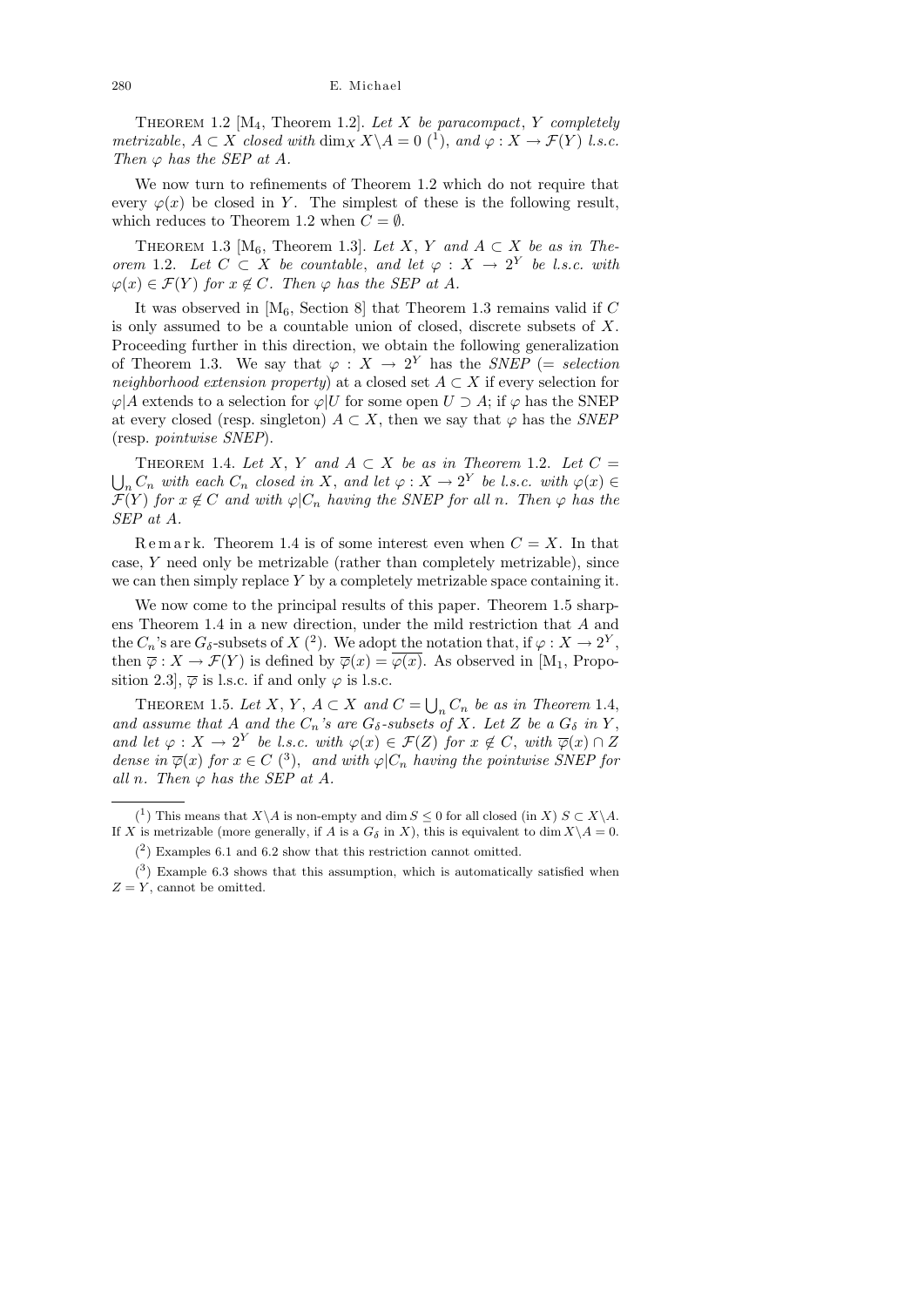Theorem 1.2 [M$_4$, Theorem 1.2]. *Let $X$ be paracompact, $Y$ completely metrizable, $A \subset X$ closed with $\dim_X X\backslash A = 0$* [1]*, and $\varphi : X \to \mathcal{F}(Y)$ l.s.c. Then $\varphi$ has the SEP at $A$.*

We now turn to refinements of Theorem 1.2 which do not require that every $\varphi(x)$ be closed in $Y$. The simplest of these is the following result, which reduces to Theorem 1.2 when $C = \emptyset$.

Theorem 1.3 [M$_6$, Theorem 1.3]. *Let $X$, $Y$ and $A \subset X$ be as in Theorem 1.2. Let $C \subset X$ be countable, and let $\varphi : X \to 2^Y$ be l.s.c. with $\varphi(x) \in \mathcal{F}(Y)$ for $x \notin C$. Then $\varphi$ has the SEP at $A$.*

It was observed in [M$_6$, Section 8] that Theorem 1.3 remains valid if $C$ is only assumed to be a countable union of closed, discrete subsets of $X$. Proceeding further in this direction, we obtain the following generalization of Theorem 1.3. We say that $\varphi : X \to 2^Y$ has the *SNEP* (= *selection neighborhood extension property*) at a closed set $A \subset X$ if every selection for $\varphi|A$ extends to a selection for $\varphi|U$ for some open $U \supset A$; if $\varphi$ has the SNEP at every closed (resp. singleton) $A \subset X$, then we say that $\varphi$ has the *SNEP* (resp. *pointwise SNEP*).

Theorem 1.4. *Let $X$, $Y$ and $A \subset X$ be as in Theorem 1.2. Let $C = \bigcup_n C_n$ with each $C_n$ closed in $X$, and let $\varphi : X \to 2^Y$ be l.s.c. with $\varphi(x) \in \mathcal{F}(Y)$ for $x \notin C$ and with $\varphi|C_n$ having the SNEP for all $n$. Then $\varphi$ has the SEP at $A$.*

Remark. Theorem 1.4 is of some interest even when $C = X$. In that case, $Y$ need only be metrizable (rather than completely metrizable), since we can then simply replace $Y$ by a completely metrizable space containing it.

We now come to the principal results of this paper. Theorem 1.5 sharpens Theorem 1.4 in a new direction, under the mild restriction that $A$ and the $C_n$'s are $G_\delta$-subsets of $X$ [2]. We adopt the notation that, if $\varphi : X \to 2^Y$, then $\overline{\varphi} : X \to \mathcal{F}(Y)$ is defined by $\overline{\varphi}(x) = \overline{\varphi(x)}$. As observed in [M$_1$, Proposition 2.3], $\overline{\varphi}$ is l.s.c. if and only $\varphi$ is l.s.c.

Theorem 1.5. *Let $X$, $Y$, $A \subset X$ and $C = \bigcup_n C_n$ be as in Theorem 1.4, and assume that $A$ and the $C_n$'s are $G_\delta$-subsets of $X$. Let $Z$ be a $G_\delta$ in $Y$, and let $\varphi : X \to 2^Y$ be l.s.c. with $\varphi(x) \in \mathcal{F}(Z)$ for $x \notin C$, with $\overline{\varphi}(x) \cap Z$ dense in $\overline{\varphi}(x)$ for $x \in C$* [3]*, and with $\varphi|C_n$ having the pointwise SNEP for all $n$. Then $\varphi$ has the SEP at $A$.*

---

[1] This means that $X\backslash A$ is non-empty and $\dim S \leq 0$ for all closed (in $X$) $S \subset X\backslash A$. If $X$ is metrizable (more generally, if $A$ is a $G_\delta$ in $X$), this is equivalent to $\dim X\backslash A = 0$.

[2] Examples 6.1 and 6.2 show that this restriction cannot omitted.

[3] Example 6.3 shows that this assumption, which is automatically satisfied when $Z = Y$, cannot be omitted.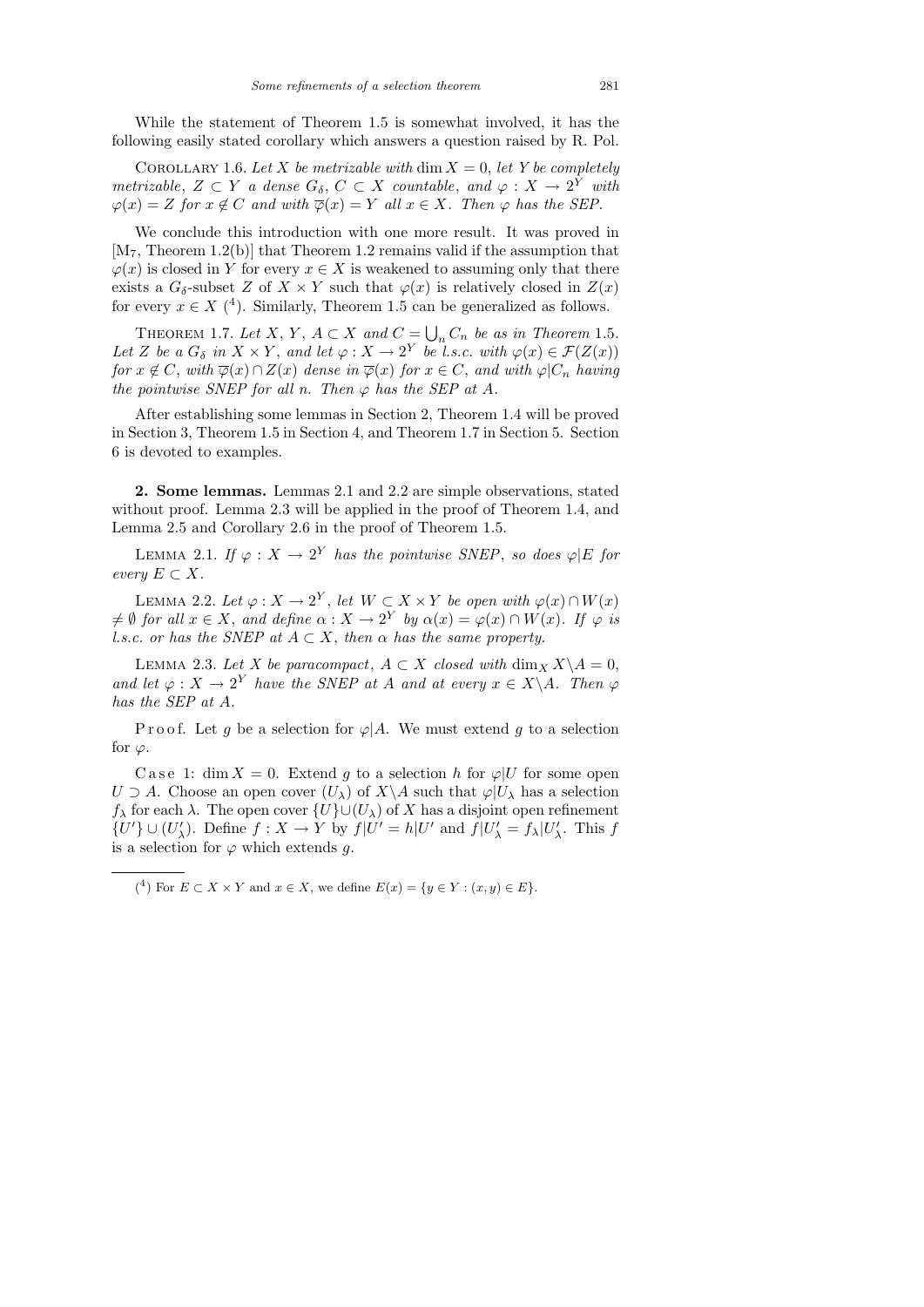While the statement of Theorem 1.5 is somewhat involved, it has the following easily stated corollary which answers a question raised by R. Pol.

Corollary 1.6. *Let $X$ be metrizable with $\dim X = 0$, let $Y$ be completely metrizable, $Z \subset Y$ a dense $G_\delta$, $C \subset X$ countable, and $\varphi : X \to 2^Y$ with $\varphi(x) = Z$ for $x \notin C$ and with $\overline{\varphi}(x) = Y$ all $x \in X$. Then $\varphi$ has the SEP.*

We conclude this introduction with one more result. It was proved in [$M_7$, Theorem 1.2(b)] that Theorem 1.2 remains valid if the assumption that $\varphi(x)$ is closed in $Y$ for every $x \in X$ is weakened to assuming only that there exists a $G_\delta$-subset $Z$ of $X \times Y$ such that $\varphi(x)$ is relatively closed in $Z(x)$ for every $x \in X$ [4]. Similarly, Theorem 1.5 can be generalized as follows.

Theorem 1.7. *Let $X$, $Y$, $A \subset X$ and $C = \bigcup_n C_n$ be as in Theorem 1.5. Let $Z$ be a $G_\delta$ in $X \times Y$, and let $\varphi : X \to 2^Y$ be l.s.c. with $\varphi(x) \in \mathcal{F}(Z(x))$ for $x \notin C$, with $\overline{\varphi}(x) \cap Z(x)$ dense in $\overline{\varphi}(x)$ for $x \in C$, and with $\varphi|C_n$ having the pointwise SNEP for all $n$. Then $\varphi$ has the SEP at $A$.*

After establishing some lemmas in Section 2, Theorem 1.4 will be proved in Section 3, Theorem 1.5 in Section 4, and Theorem 1.7 in Section 5. Section 6 is devoted to examples.

**2. Some lemmas.** Lemmas 2.1 and 2.2 are simple observations, stated without proof. Lemma 2.3 will be applied in the proof of Theorem 1.4, and Lemma 2.5 and Corollary 2.6 in the proof of Theorem 1.5.

Lemma 2.1. *If $\varphi : X \to 2^Y$ has the pointwise SNEP, so does $\varphi|E$ for every $E \subset X$.*

Lemma 2.2. *Let $\varphi : X \to 2^Y$, let $W \subset X \times Y$ be open with $\varphi(x) \cap W(x) \neq \emptyset$ for all $x \in X$, and define $\alpha : X \to 2^Y$ by $\alpha(x) = \varphi(x) \cap W(x)$. If $\varphi$ is l.s.c. or has the SNEP at $A \subset X$, then $\alpha$ has the same property.*

Lemma 2.3. *Let $X$ be paracompact, $A \subset X$ closed with $\dim_X X \backslash A = 0$, and let $\varphi : X \to 2^Y$ have the SNEP at $A$ and at every $x \in X \backslash A$. Then $\varphi$ has the SEP at $A$.*

Proof. Let $g$ be a selection for $\varphi|A$. We must extend $g$ to a selection for $\varphi$.

Case 1: $\dim X = 0$. Extend $g$ to a selection $h$ for $\varphi|U$ for some open $U \supset A$. Choose an open cover $(U_\lambda)$ of $X \backslash A$ such that $\varphi|U_\lambda$ has a selection $f_\lambda$ for each $\lambda$. The open cover $\{U\} \cup (U_\lambda)$ of $X$ has a disjoint open refinement $\{U'\} \cup (U'_\lambda)$. Define $f : X \to Y$ by $f|U' = h|U'$ and $f|U'_\lambda = f_\lambda|U'_\lambda$. This $f$ is a selection for $\varphi$ which extends $g$.

---

[4] For $E \subset X \times Y$ and $x \in X$, we define $E(x) = \{y \in Y : (x, y) \in E\}$.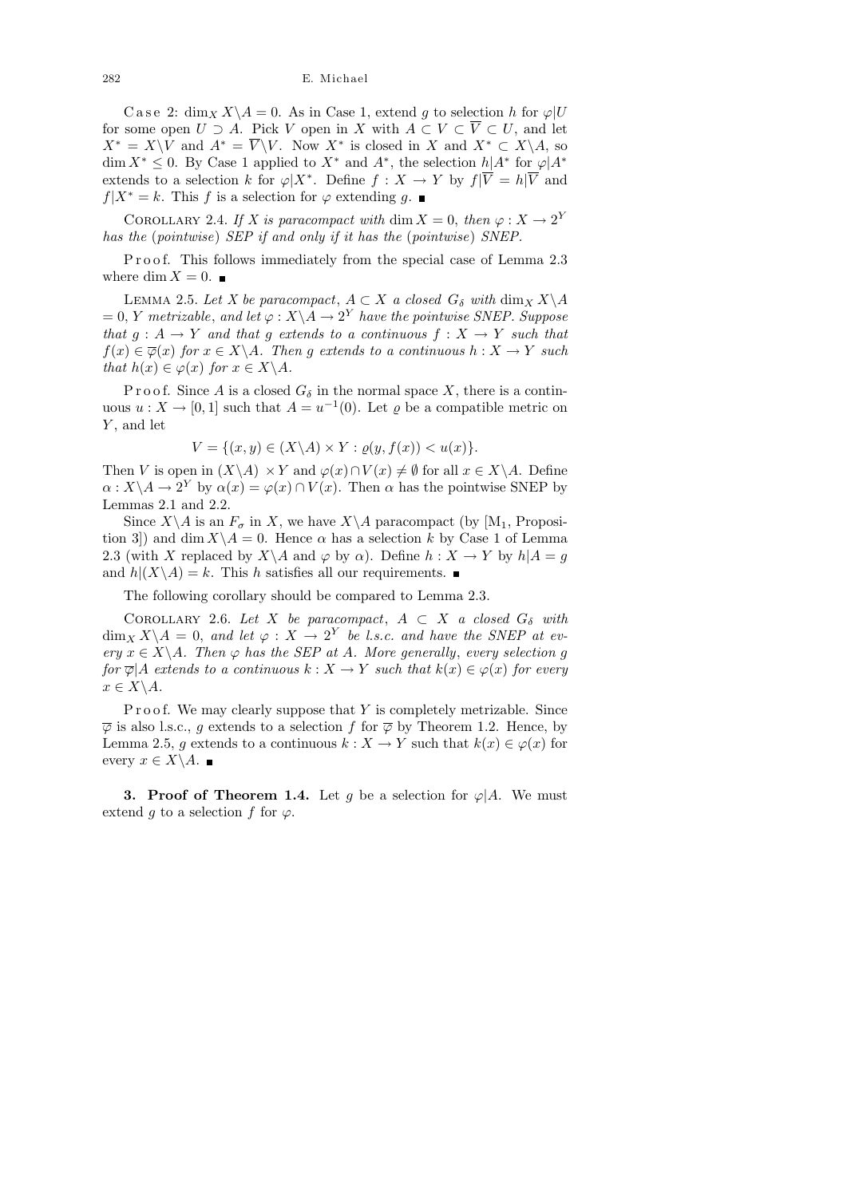C a s e 2: $\dim_X X\backslash A = 0$. As in Case 1, extend $g$ to selection $h$ for $\varphi|U$ for some open $U \supset A$. Pick $V$ open in $X$ with $A \subset V \subset \overline{V} \subset U$, and let $X^* = X\backslash V$ and $A^* = \overline{V}\backslash V$. Now $X^*$ is closed in $X$ and $X^* \subset X\backslash A$, so $\dim X^* \le 0$. By Case 1 applied to $X^*$ and $A^*$, the selection $h|A^*$ for $\varphi|A^*$ extends to a selection $k$ for $\varphi|X^*$. Define $f : X \to Y$ by $f|\overline{V} = h|\overline{V}$ and $f|X^* = k$. This $f$ is a selection for $\varphi$ extending $g$. ∎

COROLLARY 2.4. *If $X$ is paracompact with $\dim X = 0$, then $\varphi : X \to 2^Y$ has the* (*pointwise*) *SEP if and only if it has the* (*pointwise*) *SNEP.*

P r o o f. This follows immediately from the special case of Lemma 2.3 where $\dim X = 0$. ∎

LEMMA 2.5. *Let $X$ be paracompact, $A \subset X$ a closed $G_\delta$ with $\dim_X X\backslash A = 0$, $Y$ metrizable, and let $\varphi : X\backslash A \to 2^Y$ have the pointwise SNEP. Suppose that $g : A \to Y$ and that $g$ extends to a continuous $f : X \to Y$ such that $f(x) \in \overline{\varphi}(x)$ for $x \in X\backslash A$. Then $g$ extends to a continuous $h : X \to Y$ such that $h(x) \in \varphi(x)$ for $x \in X\backslash A$.*

P r o o f. Since $A$ is a closed $G_\delta$ in the normal space $X$, there is a continuous $u : X \to [0, 1]$ such that $A = u^{-1}(0)$. Let $\varrho$ be a compatible metric on $Y$, and let

$$V = \{(x, y) \in (X\backslash A) \times Y : \varrho(y, f(x)) < u(x)\}.$$

Then $V$ is open in $(X\backslash A) \times Y$ and $\varphi(x) \cap V(x) \neq \emptyset$ for all $x \in X\backslash A$. Define $\alpha : X\backslash A \to 2^Y$ by $\alpha(x) = \varphi(x) \cap V(x)$. Then $\alpha$ has the pointwise SNEP by Lemmas 2.1 and 2.2.

Since $X\backslash A$ is an $F_\sigma$ in $X$, we have $X\backslash A$ paracompact (by [$M_1$, Proposition 3]) and $\dim X\backslash A = 0$. Hence $\alpha$ has a selection $k$ by Case 1 of Lemma 2.3 (with $X$ replaced by $X\backslash A$ and $\varphi$ by $\alpha$). Define $h : X \to Y$ by $h|A = g$ and $h|(X\backslash A) = k$. This $h$ satisfies all our requirements. ∎

The following corollary should be compared to Lemma 2.3.

COROLLARY 2.6. *Let $X$ be paracompact, $A \subset X$ a closed $G_\delta$ with $\dim_X X\backslash A = 0$, and let $\varphi : X \to 2^Y$ be l.s.c. and have the SNEP at every $x \in X\backslash A$. Then $\varphi$ has the SEP at $A$. More generally, every selection $g$ for $\overline{\varphi}|A$ extends to a continuous $k : X \to Y$ such that $k(x) \in \varphi(x)$ for every $x \in X\backslash A$.*

P r o o f. We may clearly suppose that $Y$ is completely metrizable. Since $\overline{\varphi}$ is also l.s.c., $g$ extends to a selection $f$ for $\overline{\varphi}$ by Theorem 1.2. Hence, by Lemma 2.5, $g$ extends to a continuous $k : X \to Y$ such that $k(x) \in \varphi(x)$ for every $x \in X\backslash A$. ∎

**3. Proof of Theorem 1.4.** Let $g$ be a selection for $\varphi|A$. We must extend $g$ to a selection $f$ for $\varphi$.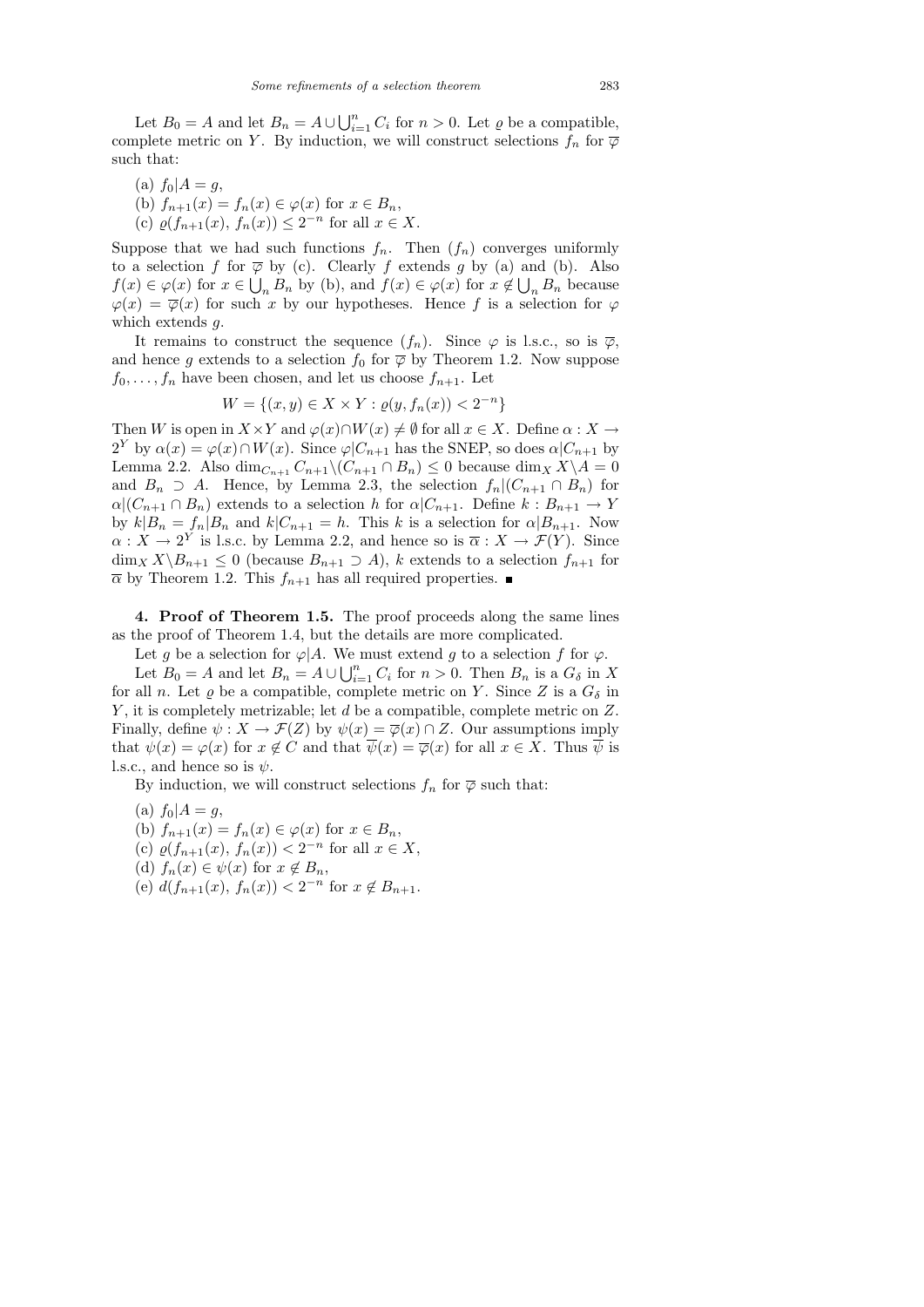Let $B_0 = A$ and let $B_n = A \cup \bigcup_{i=1}^n C_i$ for $n > 0$. Let $\varrho$ be a compatible, complete metric on $Y$. By induction, we will construct selections $f_n$ for $\overline{\varphi}$ such that:

(a) $f_0|A = g$,

(b) $f_{n+1}(x) = f_n(x) \in \varphi(x)$ for $x \in B_n$,

(c) $\varrho(f_{n+1}(x), f_n(x)) \le 2^{-n}$ for all $x \in X$.

Suppose that we had such functions $f_n$. Then $(f_n)$ converges uniformly to a selection $f$ for $\overline{\varphi}$ by (c). Clearly $f$ extends $g$ by (a) and (b). Also $f(x) \in \varphi(x)$ for $x \in \bigcup_n B_n$ by (b), and $f(x) \in \varphi(x)$ for $x \notin \bigcup_n B_n$ because $\varphi(x) = \overline{\varphi}(x)$ for such $x$ by our hypotheses. Hence $f$ is a selection for $\varphi$ which extends $g$.

It remains to construct the sequence $(f_n)$. Since $\varphi$ is l.s.c., so is $\overline{\varphi}$, and hence $g$ extends to a selection $f_0$ for $\overline{\varphi}$ by Theorem 1.2. Now suppose $f_0, \ldots, f_n$ have been chosen, and let us choose $f_{n+1}$. Let

$$W = \{(x, y) \in X \times Y : \varrho(y, f_n(x)) < 2^{-n}\}$$

Then $W$ is open in $X \times Y$ and $\varphi(x) \cap W(x) \neq \emptyset$ for all $x \in X$. Define $\alpha : X \to 2^Y$ by $\alpha(x) = \varphi(x) \cap W(x)$. Since $\varphi|C_{n+1}$ has the SNEP, so does $\alpha|C_{n+1}$ by Lemma 2.2. Also $\dim_{C_{n+1}} C_{n+1} \backslash (C_{n+1} \cap B_n) \le 0$ because $\dim_X X \backslash A = 0$ and $B_n \supset A$. Hence, by Lemma 2.3, the selection $f_n|(C_{n+1} \cap B_n)$ for $\alpha|(C_{n+1} \cap B_n)$ extends to a selection $h$ for $\alpha|C_{n+1}$. Define $k : B_{n+1} \to Y$ by $k|B_n = f_n|B_n$ and $k|C_{n+1} = h$. This $k$ is a selection for $\alpha|B_{n+1}$. Now $\alpha : X \to 2^Y$ is l.s.c. by Lemma 2.2, and hence so is $\overline{\alpha} : X \to \mathcal{F}(Y)$. Since $\dim_X X \backslash B_{n+1} \le 0$ (because $B_{n+1} \supset A$), $k$ extends to a selection $f_{n+1}$ for $\overline{\alpha}$ by Theorem 1.2. This $f_{n+1}$ has all required properties. ∎

**4. Proof of Theorem 1.5.** The proof proceeds along the same lines as the proof of Theorem 1.4, but the details are more complicated.

Let $g$ be a selection for $\varphi|A$. We must extend $g$ to a selection $f$ for $\varphi$.

Let $B_0 = A$ and let $B_n = A \cup \bigcup_{i=1}^n C_i$ for $n > 0$. Then $B_n$ is a $G_\delta$ in $X$ for all $n$. Let $\varrho$ be a compatible, complete metric on $Y$. Since $Z$ is a $G_\delta$ in $Y$, it is completely metrizable; let $d$ be a compatible, complete metric on $Z$. Finally, define $\psi : X \to \mathcal{F}(Z)$ by $\psi(x) = \overline{\varphi}(x) \cap Z$. Our assumptions imply that $\psi(x) = \varphi(x)$ for $x \notin C$ and that $\overline{\psi}(x) = \overline{\varphi}(x)$ for all $x \in X$. Thus $\overline{\psi}$ is l.s.c., and hence so is $\psi$.

By induction, we will construct selections $f_n$ for $\overline{\varphi}$ such that:

(a) $f_0|A = g$,

(b) $f_{n+1}(x) = f_n(x) \in \varphi(x)$ for $x \in B_n$,

(c) $\varrho(f_{n+1}(x), f_n(x)) < 2^{-n}$ for all $x \in X$,

(d) $f_n(x) \in \psi(x)$ for $x \notin B_n$,

(e) $d(f_{n+1}(x), f_n(x)) < 2^{-n}$ for $x \notin B_{n+1}$.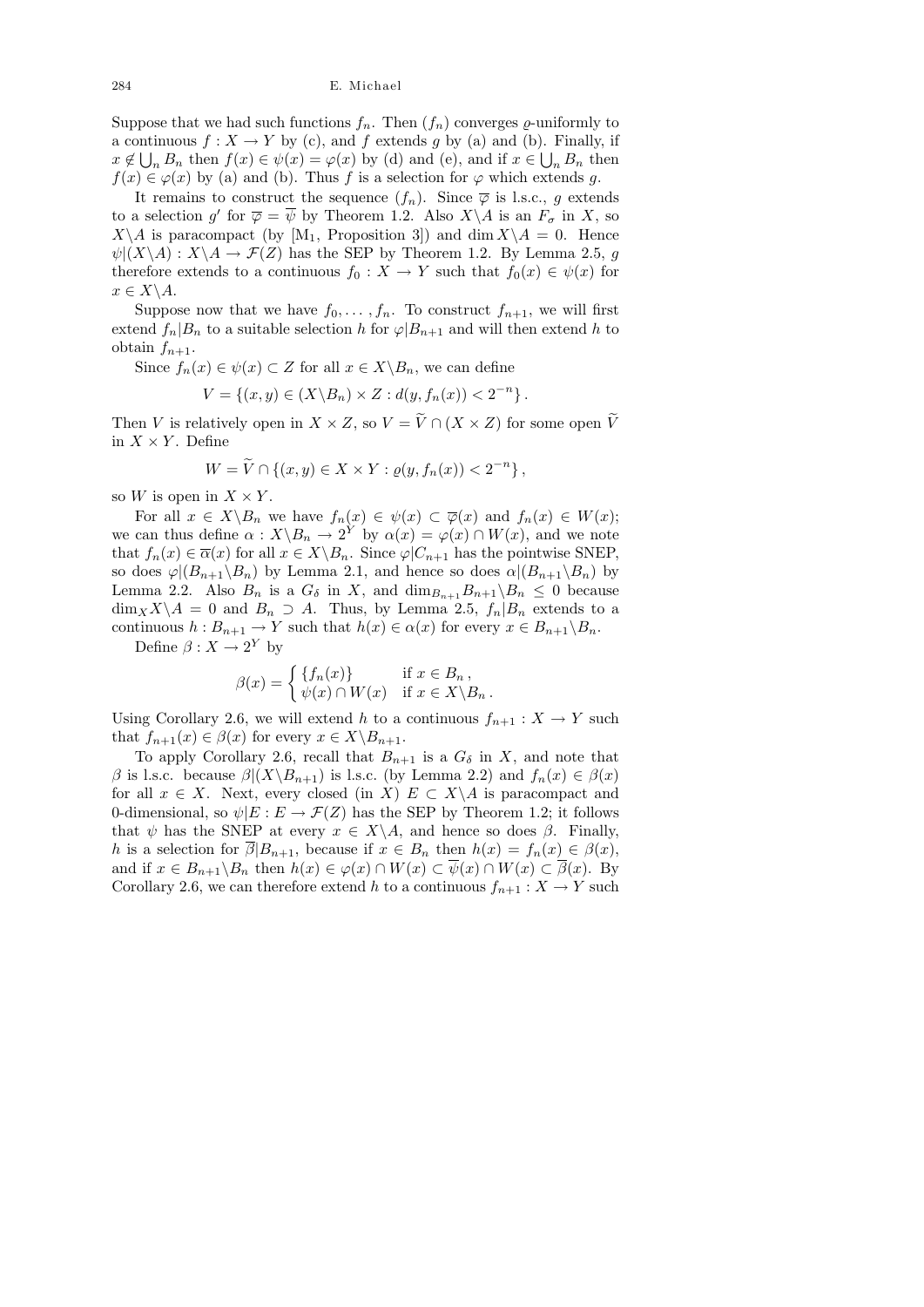Suppose that we had such functions $f_n$. Then $(f_n)$ converges $\varrho$-uniformly to a continuous $f : X \to Y$ by (c), and $f$ extends $g$ by (a) and (b). Finally, if $x \notin \bigcup_n B_n$ then $f(x) \in \psi(x) = \varphi(x)$ by (d) and (e), and if $x \in \bigcup_n B_n$ then $f(x) \in \varphi(x)$ by (a) and (b). Thus $f$ is a selection for $\varphi$ which extends $g$.

It remains to construct the sequence $(f_n)$. Since $\overline{\varphi}$ is l.s.c., $g$ extends to a selection $g'$ for $\overline{\varphi} = \overline{\psi}$ by Theorem 1.2. Also $X \backslash A$ is an $F_\sigma$ in $X$, so $X \backslash A$ is paracompact (by [M$_1$, Proposition 3]) and $\dim X \backslash A = 0$. Hence $\psi | (X \backslash A) : X \backslash A \to \mathcal{F}(Z)$ has the SEP by Theorem 1.2. By Lemma 2.5, $g$ therefore extends to a continuous $f_0 : X \to Y$ such that $f_0(x) \in \psi(x)$ for $x \in X \backslash A$.

Suppose now that we have $f_0, \ldots, f_n$. To construct $f_{n+1}$, we will first extend $f_n | B_n$ to a suitable selection $h$ for $\varphi | B_{n+1}$ and will then extend $h$ to obtain $f_{n+1}$.

Since $f_n(x) \in \psi(x) \subset Z$ for all $x \in X \backslash B_n$, we can define

$$V = \{(x, y) \in (X \backslash B_n) \times Z : d(y, f_n(x)) < 2^{-n}\}.$$

Then $V$ is relatively open in $X \times Z$, so $V = \widetilde{V} \cap (X \times Z)$ for some open $\widetilde{V}$ in $X \times Y$. Define

$$W = \widetilde{V} \cap \{(x, y) \in X \times Y : \varrho(y, f_n(x)) < 2^{-n}\},$$

so $W$ is open in $X \times Y$.

For all $x \in X \backslash B_n$ we have $f_n(x) \in \psi(x) \subset \overline{\varphi}(x)$ and $f_n(x) \in W(x)$; we can thus define $\alpha : X \backslash B_n \to 2^Y$ by $\alpha(x) = \varphi(x) \cap W(x)$, and we note that $f_n(x) \in \overline{\alpha}(x)$ for all $x \in X \backslash B_n$. Since $\varphi | C_{n+1}$ has the pointwise SNEP, so does $\varphi | (B_{n+1} \backslash B_n)$ by Lemma 2.1, and hence so does $\alpha | (B_{n+1} \backslash B_n)$ by Lemma 2.2. Also $B_n$ is a $G_\delta$ in $X$, and $\dim_{B_{n+1}} B_{n+1} \backslash B_n \leq 0$ because $\dim_X X \backslash A = 0$ and $B_n \supset A$. Thus, by Lemma 2.5, $f_n | B_n$ extends to a continuous $h : B_{n+1} \to Y$ such that $h(x) \in \alpha(x)$ for every $x \in B_{n+1} \backslash B_n$.

Define $\beta : X \to 2^Y$ by

$$\beta(x) = \begin{cases} \{f_n(x)\} & \text{if } x \in B_n, \\ \psi(x) \cap W(x) & \text{if } x \in X \backslash B_n. \end{cases}$$

Using Corollary 2.6, we will extend $h$ to a continuous $f_{n+1} : X \to Y$ such that $f_{n+1}(x) \in \beta(x)$ for every $x \in X \backslash B_{n+1}$.

To apply Corollary 2.6, recall that $B_{n+1}$ is a $G_\delta$ in $X$, and note that $\beta$ is l.s.c. because $\beta | (X \backslash B_{n+1})$ is l.s.c. (by Lemma 2.2) and $f_n(x) \in \beta(x)$ for all $x \in X$. Next, every closed (in $X$) $E \subset X \backslash A$ is paracompact and 0-dimensional, so $\psi | E : E \to \mathcal{F}(Z)$ has the SEP by Theorem 1.2; it follows that $\psi$ has the SNEP at every $x \in X \backslash A$, and hence so does $\beta$. Finally, $h$ is a selection for $\overline{\beta} | B_{n+1}$, because if $x \in B_n$ then $h(x) = f_n(x) \in \beta(x)$, and if $x \in B_{n+1} \backslash B_n$ then $h(x) \in \varphi(x) \cap W(x) \subset \overline{\psi}(x) \cap W(x) \subset \overline{\beta}(x)$. By Corollary 2.6, we can therefore extend $h$ to a continuous $f_{n+1} : X \to Y$ such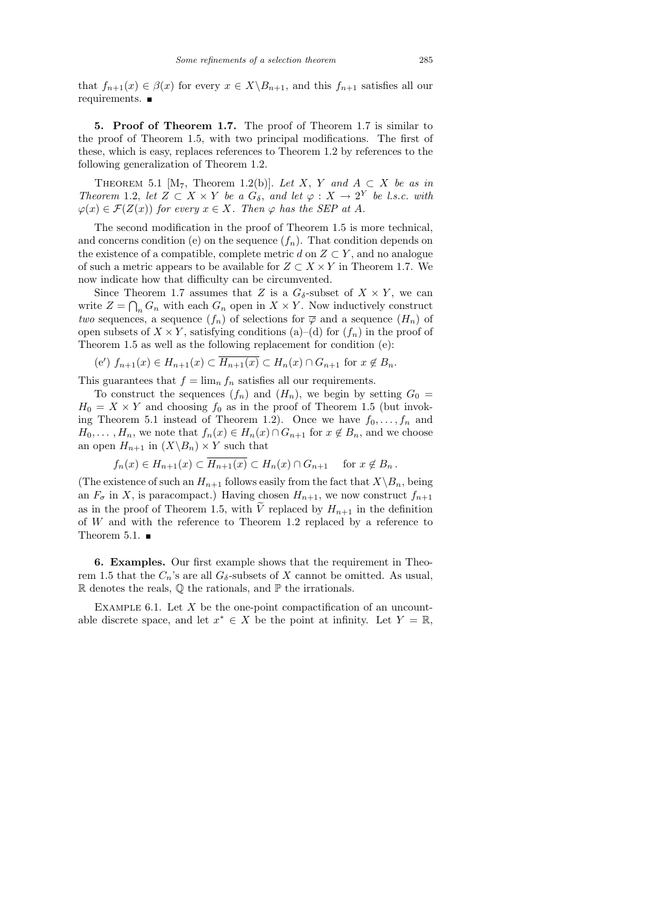that $f_{n+1}(x) \in \beta(x)$ for every $x \in X \backslash B_{n+1}$, and this $f_{n+1}$ satisfies all our requirements. ∎

**5. Proof of Theorem 1.7.** The proof of Theorem 1.7 is similar to the proof of Theorem 1.5, with two principal modifications. The first of these, which is easy, replaces references to Theorem 1.2 by references to the following generalization of Theorem 1.2.

Theorem 5.1 [M$_7$, Theorem 1.2(b)]. *Let $X$, $Y$ and $A \subset X$ be as in Theorem* 1.2, *let $Z \subset X \times Y$ be a $G_\delta$, and let $\varphi : X \to 2^Y$ be l.s.c. with $\varphi(x) \in \mathcal{F}(Z(x))$ for every $x \in X$. Then $\varphi$ has the SEP at $A$.*

The second modification in the proof of Theorem 1.5 is more technical, and concerns condition (e) on the sequence $(f_n)$. That condition depends on the existence of a compatible, complete metric $d$ on $Z \subset Y$, and no analogue of such a metric appears to be available for $Z \subset X \times Y$ in Theorem 1.7. We now indicate how that difficulty can be circumvented.

Since Theorem 1.7 assumes that $Z$ is a $G_\delta$-subset of $X \times Y$, we can write $Z = \bigcap_n G_n$ with each $G_n$ open in $X \times Y$. Now inductively construct *two* sequences, a sequence $(f_n)$ of selections for $\overline{\varphi}$ and a sequence $(H_n)$ of open subsets of $X \times Y$, satisfying conditions (a)–(d) for $(f_n)$ in the proof of Theorem 1.5 as well as the following replacement for condition (e):

(e$'$) $f_{n+1}(x) \in H_{n+1}(x) \subset \overline{H_{n+1}(x)} \subset H_n(x) \cap G_{n+1}$ for $x \notin B_n$.

This guarantees that $f = \lim_n f_n$ satisfies all our requirements.

To construct the sequences $(f_n)$ and $(H_n)$, we begin by setting $G_0 = H_0 = X \times Y$ and choosing $f_0$ as in the proof of Theorem 1.5 (but invoking Theorem 5.1 instead of Theorem 1.2). Once we have $f_0, \ldots, f_n$ and $H_0, \ldots, H_n$, we note that $f_n(x) \in H_n(x) \cap G_{n+1}$ for $x \notin B_n$, and we choose an open $H_{n+1}$ in $(X \backslash B_n) \times Y$ such that

$$f_n(x) \in H_{n+1}(x) \subset \overline{H_{n+1}(x)} \subset H_n(x) \cap G_{n+1} \quad \text{for } x \notin B_n\,.$$

(The existence of such an $H_{n+1}$ follows easily from the fact that $X \backslash B_n$, being an $F_\sigma$ in $X$, is paracompact.) Having chosen $H_{n+1}$, we now construct $f_{n+1}$ as in the proof of Theorem 1.5, with $\widetilde{V}$ replaced by $H_{n+1}$ in the definition of $W$ and with the reference to Theorem 1.2 replaced by a reference to Theorem 5.1. ∎

**6. Examples.** Our first example shows that the requirement in Theorem 1.5 that the $C_n$'s are all $G_\delta$-subsets of $X$ cannot be omitted. As usual, $\mathbb{R}$ denotes the reals, $\mathbb{Q}$ the rationals, and $\mathbb{P}$ the irrationals.

Example 6.1. Let $X$ be the one-point compactification of an uncountable discrete space, and let $x^* \in X$ be the point at infinity. Let $Y = \mathbb{R}$,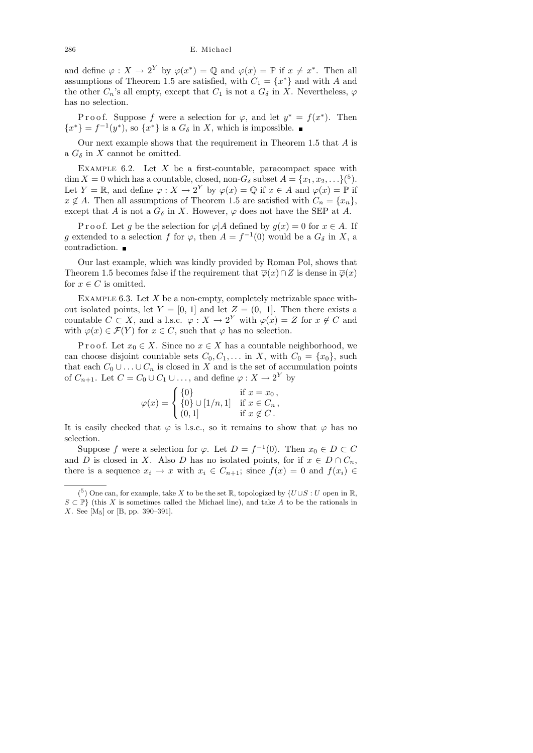and define $\varphi : X \to 2^Y$ by $\varphi(x^*) = \mathbb{Q}$ and $\varphi(x) = \mathbb{P}$ if $x \neq x^*$. Then all assumptions of Theorem 1.5 are satisfied, with $C_1 = \{x^*\}$ and with $A$ and the other $C_n$'s all empty, except that $C_1$ is not a $G_\delta$ in $X$. Nevertheless, $\varphi$ has no selection.

Proof. Suppose $f$ were a selection for $\varphi$, and let $y^* = f(x^*)$. Then $\{x^*\} = f^{-1}(y^*)$, so $\{x^*\}$ is a $G_\delta$ in $X$, which is impossible. ■

Our next example shows that the requirement in Theorem 1.5 that $A$ is a $G_\delta$ in $X$ cannot be omitted.

Example 6.2. Let $X$ be a first-countable, paracompact space with $\dim X = 0$ which has a countable, closed, non-$G_\delta$ subset $A = \{x_1, x_2, \ldots\}$(5). Let $Y = \mathbb{R}$, and define $\varphi : X \to 2^Y$ by $\varphi(x) = \mathbb{Q}$ if $x \in A$ and $\varphi(x) = \mathbb{P}$ if $x \notin A$. Then all assumptions of Theorem 1.5 are satisfied with $C_n = \{x_n\}$, except that $A$ is not a $G_\delta$ in $X$. However, $\varphi$ does not have the SEP at $A$.

Proof. Let $g$ be the selection for $\varphi|A$ defined by $g(x) = 0$ for $x \in A$. If $g$ extended to a selection $f$ for $\varphi$, then $A = f^{-1}(0)$ would be a $G_\delta$ in $X$, a contradiction. ■

Our last example, which was kindly provided by Roman Pol, shows that Theorem 1.5 becomes false if the requirement that $\overline{\varphi}(x) \cap Z$ is dense in $\overline{\varphi}(x)$ for $x \in C$ is omitted.

Example 6.3. Let $X$ be a non-empty, completely metrizable space without isolated points, let $Y = [0, 1]$ and let $Z = (0, 1]$. Then there exists a countable $C \subset X$, and a l.s.c. $\varphi : X \to 2^Y$ with $\varphi(x) = Z$ for $x \notin C$ and with $\varphi(x) \in \mathcal{F}(Y)$ for $x \in C$, such that $\varphi$ has no selection.

Proof. Let $x_0 \in X$. Since no $x \in X$ has a countable neighborhood, we can choose disjoint countable sets $C_0, C_1, \ldots$ in $X$, with $C_0 = \{x_0\}$, such that each $C_0 \cup \ldots \cup C_n$ is closed in $X$ and is the set of accumulation points of $C_{n+1}$. Let $C = C_0 \cup C_1 \cup \ldots$, and define $\varphi : X \to 2^Y$ by

$$\varphi(x) = \begin{cases} \{0\} & \text{if } x = x_0 \,, \\ \{0\} \cup [1/n, 1] & \text{if } x \in C_n \,, \\ (0, 1] & \text{if } x \notin C \,. \end{cases}$$

It is easily checked that $\varphi$ is l.s.c., so it remains to show that $\varphi$ has no selection.

Suppose $f$ were a selection for $\varphi$. Let $D = f^{-1}(0)$. Then $x_0 \in D \subset C$ and $D$ is closed in $X$. Also $D$ has no isolated points, for if $x \in D \cap C_n$, there is a sequence $x_i \to x$ with $x_i \in C_{n+1}$; since $f(x) = 0$ and $f(x_i) \in$

---

(5) One can, for example, take $X$ to be the set $\mathbb{R}$, topologized by $\{U \cup S : U \text{ open in } \mathbb{R}, S \subset \mathbb{P}\}$ (this $X$ is sometimes called the Michael line), and take $A$ to be the rationals in $X$. See [M5] or [B, pp. 390–391].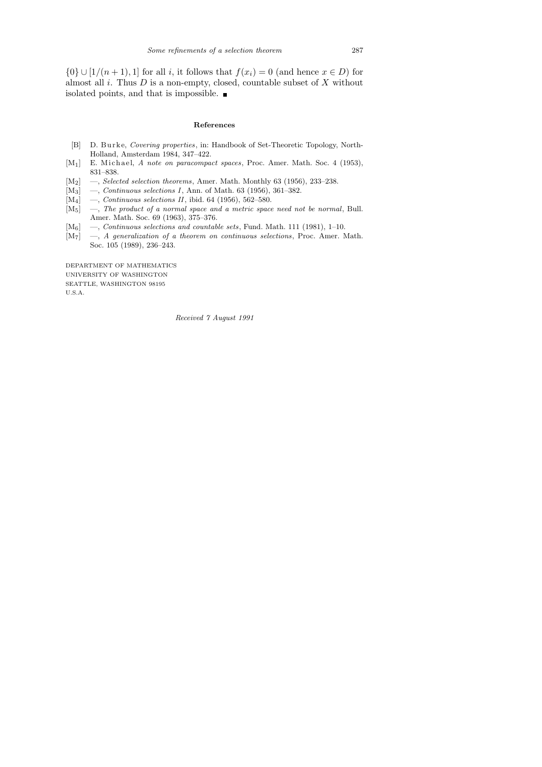$\{0\} \cup [1/(n+1), 1]$ for all $i$, it follows that $f(x_i) = 0$ (and hence $x \in D$) for almost all $i$. Thus $D$ is a non-empty, closed, countable subset of $X$ without isolated points, and that is impossible. ■

## References

[B] D. Burke, *Covering properties*, in: Handbook of Set-Theoretic Topology, North-Holland, Amsterdam 1984, 347–422.

[M$_1$] E. Michael, *A note on paracompact spaces*, Proc. Amer. Math. Soc. 4 (1953), 831–838.

[M$_2$] —, *Selected selection theorems*, Amer. Math. Monthly 63 (1956), 233–238.

[M$_3$] —, *Continuous selections I*, Ann. of Math. 63 (1956), 361–382.

[M$_4$] —, *Continuous selections II*, ibid. 64 (1956), 562–580.

[M$_5$] —, *The product of a normal space and a metric space need not be normal*, Bull. Amer. Math. Soc. 69 (1963), 375–376.

[M$_6$] —, *Continuous selections and countable sets*, Fund. Math. 111 (1981), 1–10.

[M$_7$] —, *A generalization of a theorem on continuous selections*, Proc. Amer. Math. Soc. 105 (1989), 236–243.

DEPARTMENT OF MATHEMATICS
UNIVERSITY OF WASHINGTON
SEATTLE, WASHINGTON 98195
U.S.A.

*Received 7 August 1991*